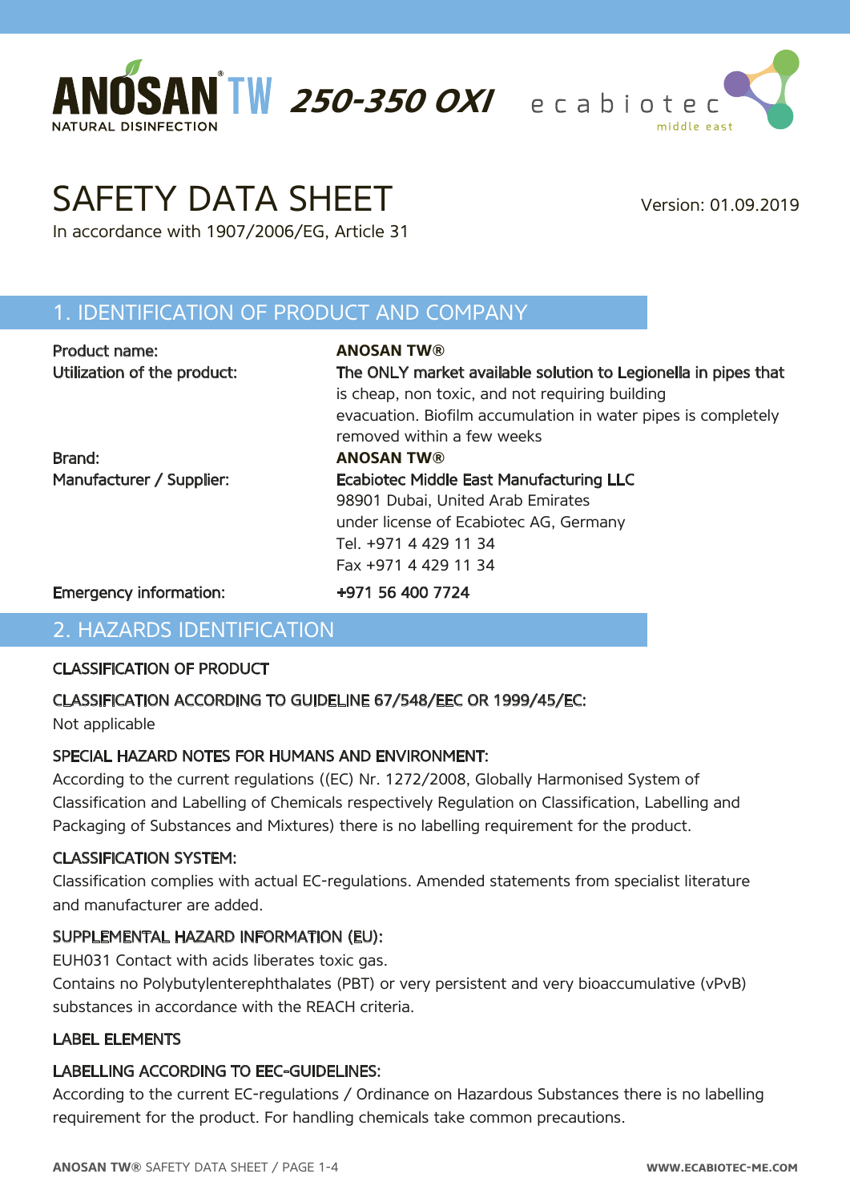ANOSAN TW 250-350 OXI

NATURAL DISINFECTION

ecabiotec middle east

# SAFETY DATA SHEET

In accordance with 1907/2006/EG, Article 31

Version: 01.09.2019

## 1. IDENTIFICATION OF PRODUCT AND COMPANY

| | |
|---|---|
| Product name: | **ANOSAN TW®** |
| Utilization of the product: | The ONLY market available solution to Legionella in pipes that is cheap, non toxic, and not requiring building evacuation. Biofilm accumulation in water pipes is completely removed within a few weeks |
| Brand: | **ANOSAN TW®** |
| Manufacturer / Supplier: | Ecabiotec Middle East Manufacturing LLC<br>98901 Dubai, United Arab Emirates<br>under license of Ecabiotec AG, Germany<br>Tel. +971 4 429 11 34<br>Fax +971 4 429 11 34 |
| Emergency information: | +971 56 400 7724 |

## 2. HAZARDS IDENTIFICATION

CLASSIFICATION OF PRODUCT

CLASSIFICATION ACCORDING TO GUIDELINE 67/548/EEC OR 1999/45/EC:

Not applicable

SPECIAL HAZARD NOTES FOR HUMANS AND ENVIRONMENT:

According to the current regulations ((EC) Nr. 1272/2008, Globally Harmonised System of Classification and Labelling of Chemicals respectively Regulation on Classification, Labelling and Packaging of Substances and Mixtures) there is no labelling requirement for the product.

CLASSIFICATION SYSTEM:

Classification complies with actual EC-regulations. Amended statements from specialist literature and manufacturer are added.

SUPPLEMENTAL HAZARD INFORMATION (EU):

EUH031 Contact with acids liberates toxic gas.

Contains no Polybutylenterephthalates (PBT) or very persistent and very bioaccumulative (vPvB) substances in accordance with the REACH criteria.

LABEL ELEMENTS

LABELLING ACCORDING TO EEC-GUIDELINES:

According to the current EC-regulations / Ordinance on Hazardous Substances there is no labelling requirement for the product. For handling chemicals take common precautions.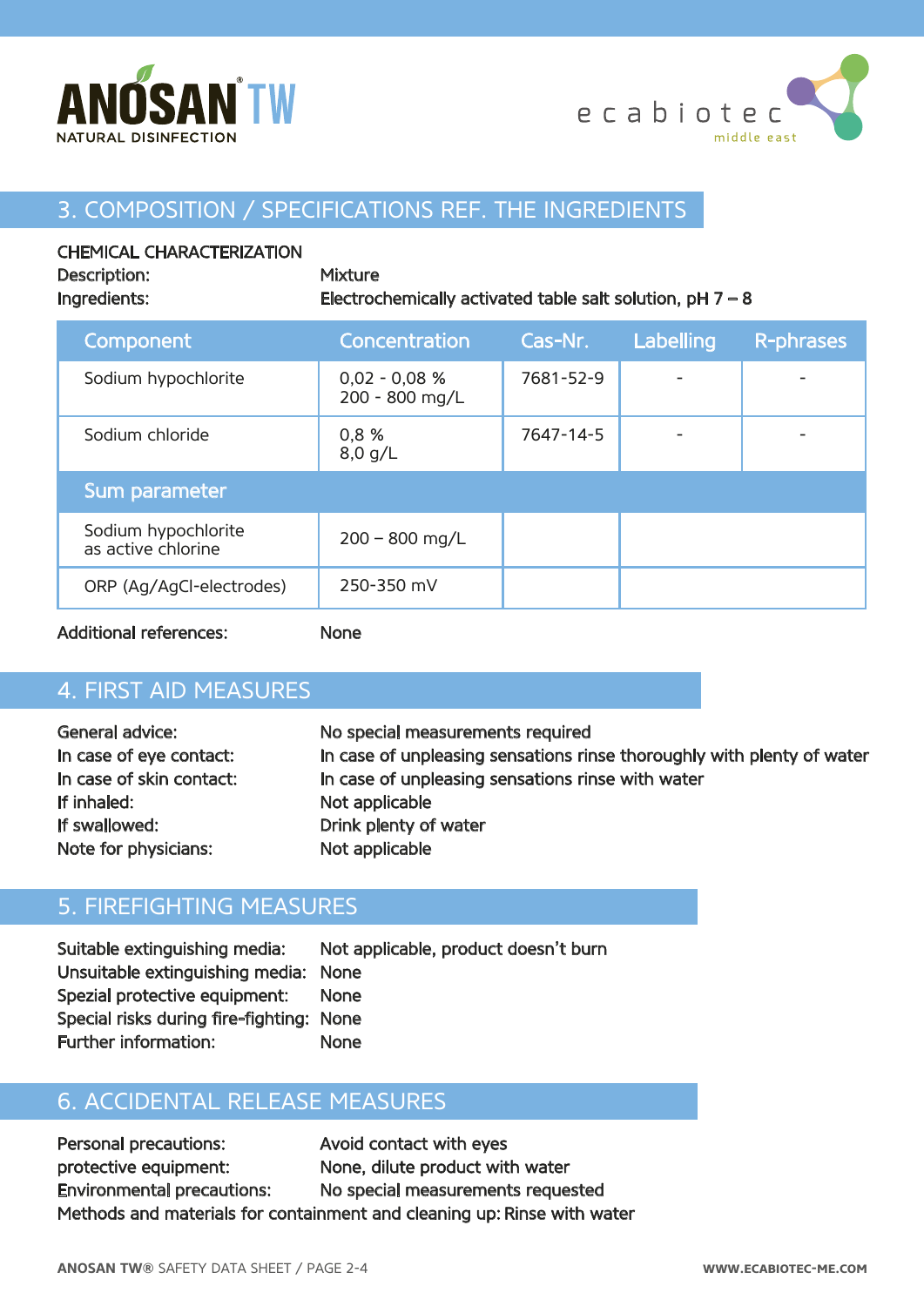## 3. COMPOSITION / SPECIFICATIONS REF. THE INGREDIENTS

CHEMICAL CHARACTERIZATION

Description: Mixture

Ingredients: Electrochemically activated table salt solution, pH 7 – 8

| Component | Concentration | Cas-Nr. | Labelling | R-phrases |
|---|---|---|---|---|
| Sodium hypochlorite | 0,02 - 0,08 %<br>200 - 800 mg/L | 7681-52-9 | - | - |
| Sodium chloride | 0,8 %<br>8,0 g/L | 7647-14-5 | - | - |
| **Sum parameter** | | | | |
| Sodium hypochlorite as active chlorine | 200 – 800 mg/L | | | |
| ORP (Ag/AgCl-electrodes) | 250-350 mV | | | |

Additional references: None

## 4. FIRST AID MEASURES

General advice: No special measurements required

In case of eye contact: In case of unpleasing sensations rinse thoroughly with plenty of water

In case of skin contact: In case of unpleasing sensations rinse with water

If inhaled: Not applicable

If swallowed: Drink plenty of water

Note for physicians: Not applicable

## 5. FIREFIGHTING MEASURES

Suitable extinguishing media: Not applicable, product doesn't burn

Unsuitable extinguishing media: None

Spezial protective equipment: None

Special risks during fire-fighting: None

Further information: None

## 6. ACCIDENTAL RELEASE MEASURES

Personal precautions: Avoid contact with eyes

protective equipment: None, dilute product with water

Environmental precautions: No special measurements requested

Methods and materials for containment and cleaning up: Rinse with water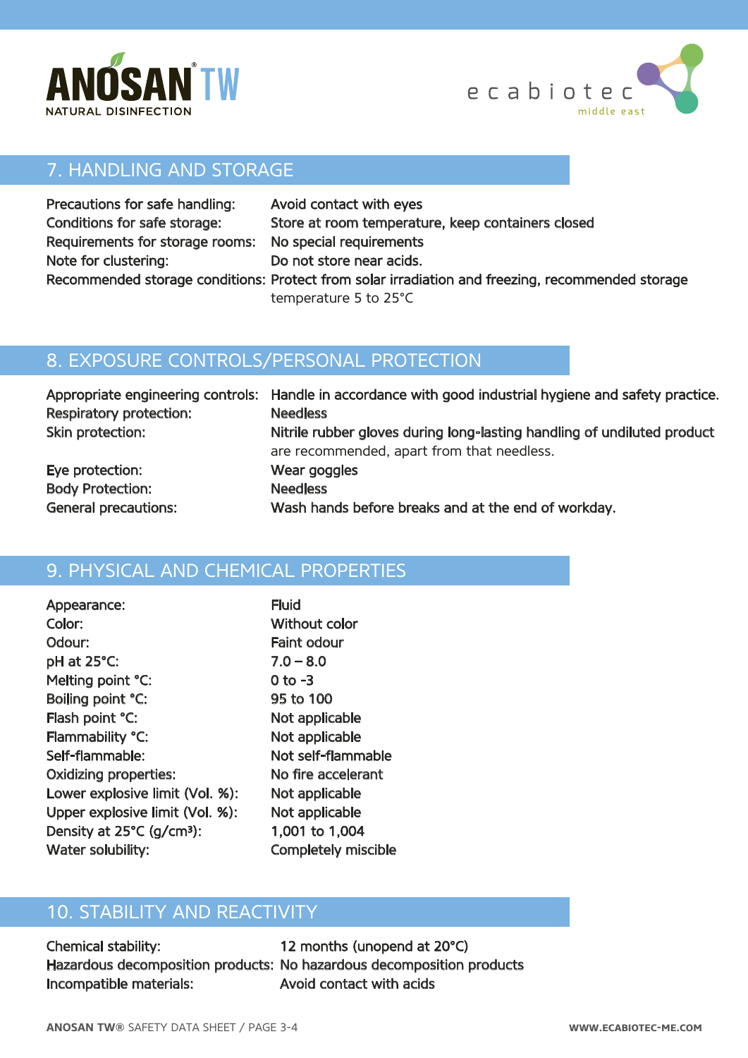## 7. HANDLING AND STORAGE

| | |
|---|---|
| Precautions for safe handling: | Avoid contact with eyes |
| Conditions for safe storage: | Store at room temperature, keep containers closed |
| Requirements for storage rooms: | No special requirements |
| Note for clustering: | Do not store near acids. |
| Recommended storage conditions: | Protect from solar irradiation and freezing, recommended storage temperature 5 to 25°C |

## 8. EXPOSURE CONTROLS/PERSONAL PROTECTION

| | |
|---|---|
| Appropriate engineering controls: | Handle in accordance with good industrial hygiene and safety practice. |
| Respiratory protection: | Needless |
| Skin protection: | Nitrile rubber gloves during long-lasting handling of undiluted product are recommended, apart from that needless. |
| Eye protection: | Wear goggles |
| Body Protection: | Needless |
| General precautions: | Wash hands before breaks and at the end of workday. |

## 9. PHYSICAL AND CHEMICAL PROPERTIES

| | |
|---|---|
| Appearance: | Fluid |
| Color: | Without color |
| Odour: | Faint odour |
| pH at 25°C: | 7.0 – 8.0 |
| Melting point °C: | 0 to -3 |
| Boiling point °C: | 95 to 100 |
| Flash point °C: | Not applicable |
| Flammability °C: | Not applicable |
| Self-flammable: | Not self-flammable |
| Oxidizing properties: | No fire accelerant |
| Lower explosive limit (Vol. %): | Not applicable |
| Upper explosive limit (Vol. %): | Not applicable |
| Density at 25°C (g/cm³): | 1,001 to 1,004 |
| Water solubility: | Completely miscible |

## 10. STABILITY AND REACTIVITY

| | |
|---|---|
| Chemical stability: | 12 months (unopend at 20°C) |
| Hazardous decomposition products: | No hazardous decomposition products |
| Incompatible materials: | Avoid contact with acids |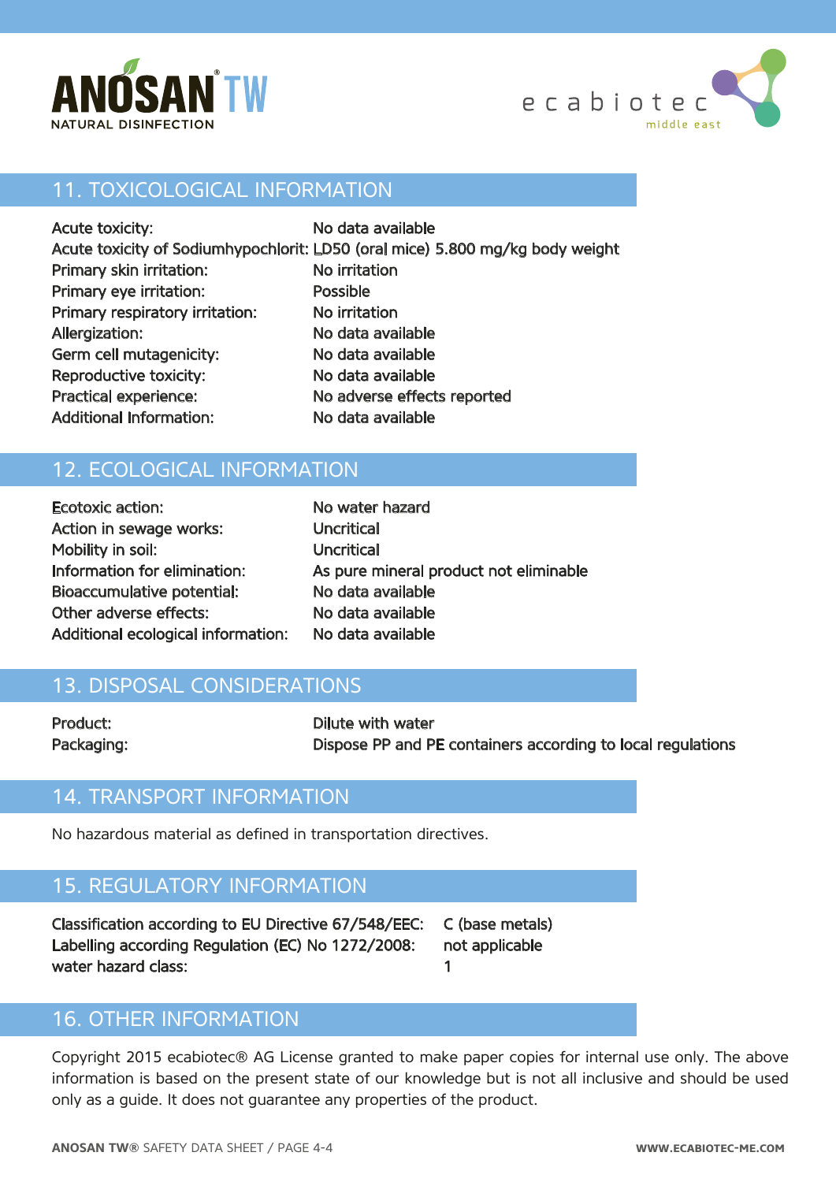## 11. TOXICOLOGICAL INFORMATION

| | |
|---|---|
| Acute toxicity: | No data available |
| Acute toxicity of Sodiumhypochlorit: | LD50 (oral mice) 5.800 mg/kg body weight |
| Primary skin irritation: | No irritation |
| Primary eye irritation: | Possible |
| Primary respiratory irritation: | No irritation |
| Allergization: | No data available |
| Germ cell mutagenicity: | No data available |
| Reproductive toxicity: | No data available |
| Practical experience: | No adverse effects reported |
| Additional Information: | No data available |

## 12. ECOLOGICAL INFORMATION

| | |
|---|---|
| Ecotoxic action: | No water hazard |
| Action in sewage works: | Uncritical |
| Mobility in soil: | Uncritical |
| Information for elimination: | As pure mineral product not eliminable |
| Bioaccumulative potential: | No data available |
| Other adverse effects: | No data available |
| Additional ecological information: | No data available |

## 13. DISPOSAL CONSIDERATIONS

| | |
|---|---|
| Product: | Dilute with water |
| Packaging: | Dispose PP and PE containers according to local regulations |

## 14. TRANSPORT INFORMATION

No hazardous material as defined in transportation directives.

## 15. REGULATORY INFORMATION

| | |
|---|---|
| Classification according to EU Directive 67/548/EEC: | C (base metals) |
| Labelling according Regulation (EC) No 1272/2008: | not applicable |
| water hazard class: | 1 |

## 16. OTHER INFORMATION

Copyright 2015 ecabiotec® AG License granted to make paper copies for internal use only. The above information is based on the present state of our knowledge but is not all inclusive and should be used only as a guide. It does not guarantee any properties of the product.